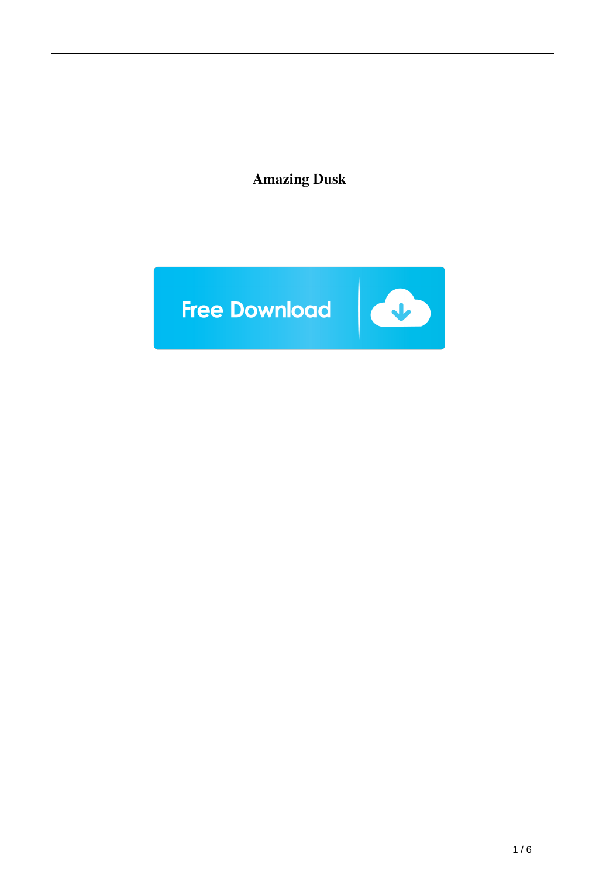**Amazing Dusk**

Free Download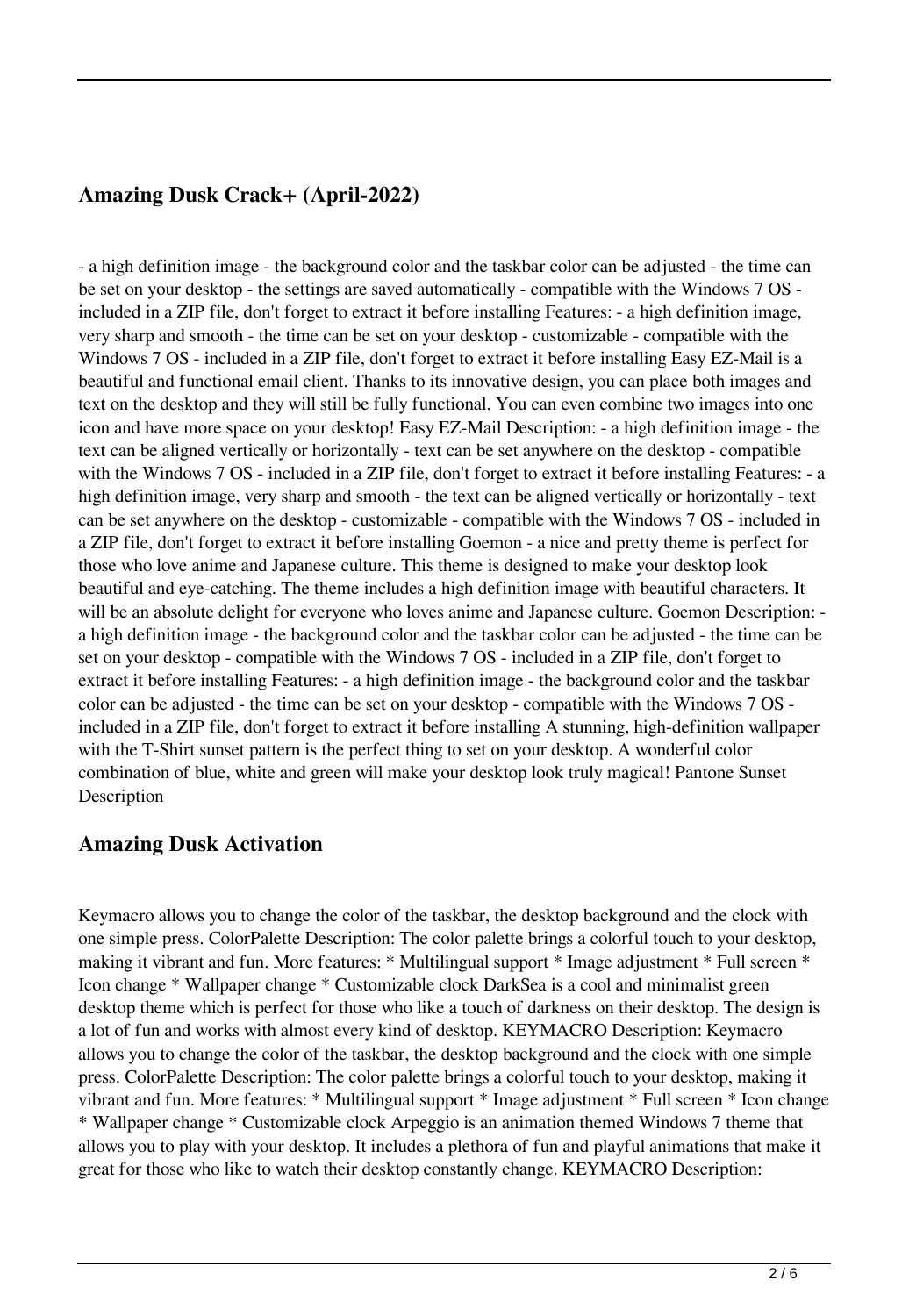## Amazing Dusk Crack+ (April-2022)

- a high definition image - the background color and the taskbar color can be adjusted - the time can be set on your desktop - the settings are saved automatically - compatible with the Windows 7 OS - included in a ZIP file, don't forget to extract it before installing Features: - a high definition image, very sharp and smooth - the time can be set on your desktop - customizable - compatible with the Windows 7 OS - included in a ZIP file, don't forget to extract it before installing Easy EZ-Mail is a beautiful and functional email client. Thanks to its innovative design, you can place both images and text on the desktop and they will still be fully functional. You can even combine two images into one icon and have more space on your desktop! Easy EZ-Mail Description: - a high definition image - the text can be aligned vertically or horizontally - text can be set anywhere on the desktop - compatible with the Windows 7 OS - included in a ZIP file, don't forget to extract it before installing Features: - a high definition image, very sharp and smooth - the text can be aligned vertically or horizontally - text can be set anywhere on the desktop - customizable - compatible with the Windows 7 OS - included in a ZIP file, don't forget to extract it before installing Goemon - a nice and pretty theme is perfect for those who love anime and Japanese culture. This theme is designed to make your desktop look beautiful and eye-catching. The theme includes a high definition image with beautiful characters. It will be an absolute delight for everyone who loves anime and Japanese culture. Goemon Description: - a high definition image - the background color and the taskbar color can be adjusted - the time can be set on your desktop - compatible with the Windows 7 OS - included in a ZIP file, don't forget to extract it before installing Features: - a high definition image - the background color and the taskbar color can be adjusted - the time can be set on your desktop - compatible with the Windows 7 OS - included in a ZIP file, don't forget to extract it before installing A stunning, high-definition wallpaper with the T-Shirt sunset pattern is the perfect thing to set on your desktop. A wonderful color combination of blue, white and green will make your desktop look truly magical! Pantone Sunset Description

## Amazing Dusk Activation

Keymacro allows you to change the color of the taskbar, the desktop background and the clock with one simple press. ColorPalette Description: The color palette brings a colorful touch to your desktop, making it vibrant and fun. More features: * Multilingual support * Image adjustment * Full screen * Icon change * Wallpaper change * Customizable clock DarkSea is a cool and minimalist green desktop theme which is perfect for those who like a touch of darkness on their desktop. The design is a lot of fun and works with almost every kind of desktop. KEYMACRO Description: Keymacro allows you to change the color of the taskbar, the desktop background and the clock with one simple press. ColorPalette Description: The color palette brings a colorful touch to your desktop, making it vibrant and fun. More features: * Multilingual support * Image adjustment * Full screen * Icon change * Wallpaper change * Customizable clock Arpeggio is an animation themed Windows 7 theme that allows you to play with your desktop. It includes a plethora of fun and playful animations that make it great for those who like to watch their desktop constantly change. KEYMACRO Description: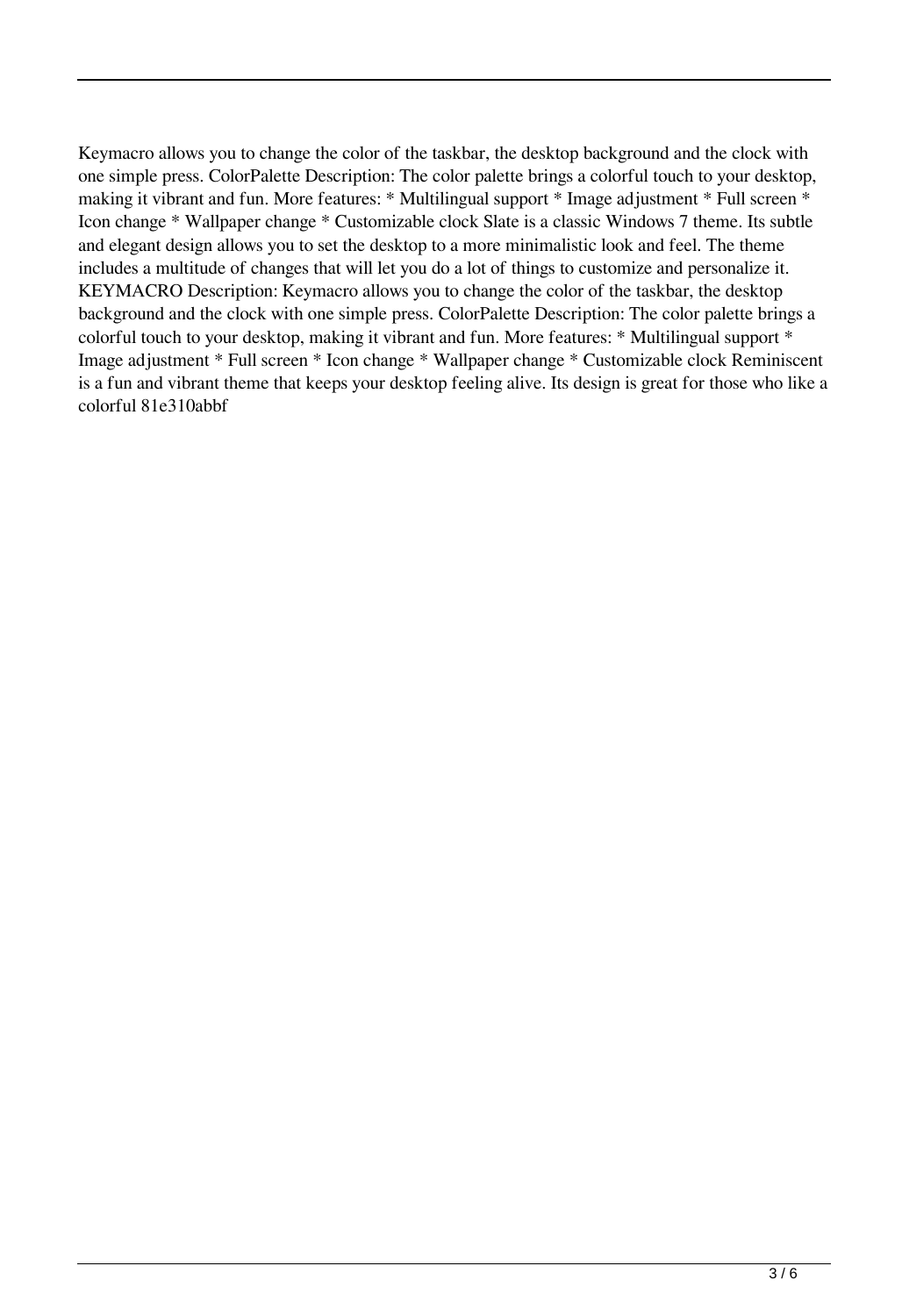Keymacro allows you to change the color of the taskbar, the desktop background and the clock with one simple press. ColorPalette Description: The color palette brings a colorful touch to your desktop, making it vibrant and fun. More features: * Multilingual support * Image adjustment * Full screen * Icon change * Wallpaper change * Customizable clock Slate is a classic Windows 7 theme. Its subtle and elegant design allows you to set the desktop to a more minimalistic look and feel. The theme includes a multitude of changes that will let you do a lot of things to customize and personalize it. KEYMACRO Description: Keymacro allows you to change the color of the taskbar, the desktop background and the clock with one simple press. ColorPalette Description: The color palette brings a colorful touch to your desktop, making it vibrant and fun. More features: * Multilingual support * Image adjustment * Full screen * Icon change * Wallpaper change * Customizable clock Reminiscent is a fun and vibrant theme that keeps your desktop feeling alive. Its design is great for those who like a colorful 81e310abbf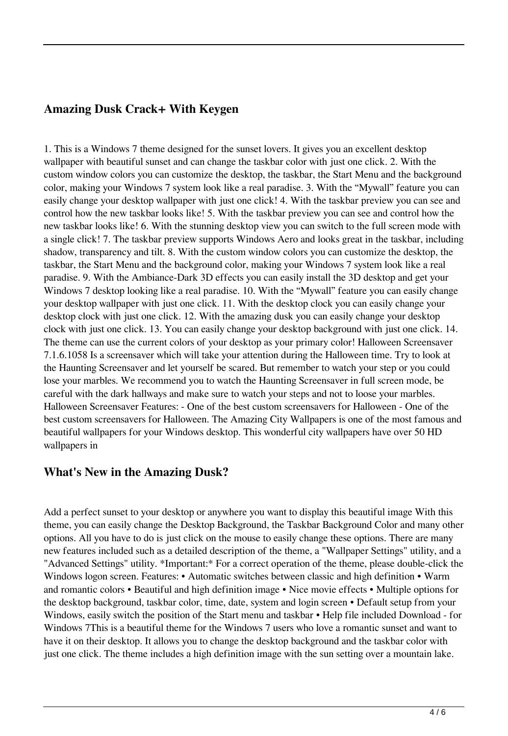## Amazing Dusk Crack+ With Keygen

1. This is a Windows 7 theme designed for the sunset lovers. It gives you an excellent desktop wallpaper with beautiful sunset and can change the taskbar color with just one click. 2. With the custom window colors you can customize the desktop, the taskbar, the Start Menu and the background color, making your Windows 7 system look like a real paradise. 3. With the "Mywall" feature you can easily change your desktop wallpaper with just one click! 4. With the taskbar preview you can see and control how the new taskbar looks like! 5. With the taskbar preview you can see and control how the new taskbar looks like! 6. With the stunning desktop view you can switch to the full screen mode with a single click! 7. The taskbar preview supports Windows Aero and looks great in the taskbar, including shadow, transparency and tilt. 8. With the custom window colors you can customize the desktop, the taskbar, the Start Menu and the background color, making your Windows 7 system look like a real paradise. 9. With the Ambiance-Dark 3D effects you can easily install the 3D desktop and get your Windows 7 desktop looking like a real paradise. 10. With the "Mywall" feature you can easily change your desktop wallpaper with just one click. 11. With the desktop clock you can easily change your desktop clock with just one click. 12. With the amazing dusk you can easily change your desktop clock with just one click. 13. You can easily change your desktop background with just one click. 14. The theme can use the current colors of your desktop as your primary color! Halloween Screensaver 7.1.6.1058 Is a screensaver which will take your attention during the Halloween time. Try to look at the Haunting Screensaver and let yourself be scared. But remember to watch your step or you could lose your marbles. We recommend you to watch the Haunting Screensaver in full screen mode, be careful with the dark hallways and make sure to watch your steps and not to loose your marbles. Halloween Screensaver Features: - One of the best custom screensavers for Halloween - One of the best custom screensavers for Halloween. The Amazing City Wallpapers is one of the most famous and beautiful wallpapers for your Windows desktop. This wonderful city wallpapers have over 50 HD wallpapers in

## What's New in the Amazing Dusk?

Add a perfect sunset to your desktop or anywhere you want to display this beautiful image With this theme, you can easily change the Desktop Background, the Taskbar Background Color and many other options. All you have to do is just click on the mouse to easily change these options. There are many new features included such as a detailed description of the theme, a "Wallpaper Settings" utility, and a "Advanced Settings" utility. *Important:* For a correct operation of the theme, please double-click the Windows logon screen. Features: • Automatic switches between classic and high definition • Warm and romantic colors • Beautiful and high definition image • Nice movie effects • Multiple options for the desktop background, taskbar color, time, date, system and login screen • Default setup from your Windows, easily switch the position of the Start menu and taskbar • Help file included Download - for Windows 7This is a beautiful theme for the Windows 7 users who love a romantic sunset and want to have it on their desktop. It allows you to change the desktop background and the taskbar color with just one click. The theme includes a high definition image with the sun setting over a mountain lake.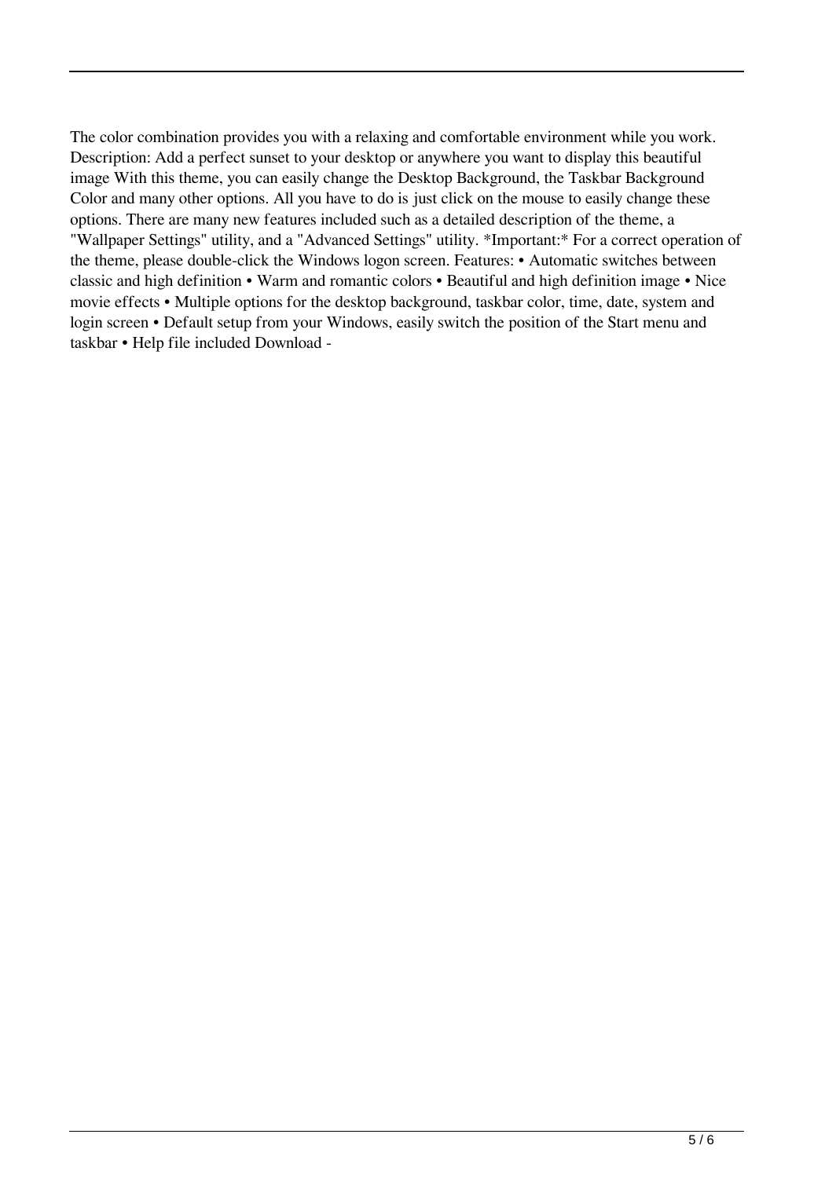The color combination provides you with a relaxing and comfortable environment while you work. Description: Add a perfect sunset to your desktop or anywhere you want to display this beautiful image With this theme, you can easily change the Desktop Background, the Taskbar Background Color and many other options. All you have to do is just click on the mouse to easily change these options. There are many new features included such as a detailed description of the theme, a "Wallpaper Settings" utility, and a "Advanced Settings" utility. *Important:* For a correct operation of the theme, please double-click the Windows logon screen. Features: • Automatic switches between classic and high definition • Warm and romantic colors • Beautiful and high definition image • Nice movie effects • Multiple options for the desktop background, taskbar color, time, date, system and login screen • Default setup from your Windows, easily switch the position of the Start menu and taskbar • Help file included Download -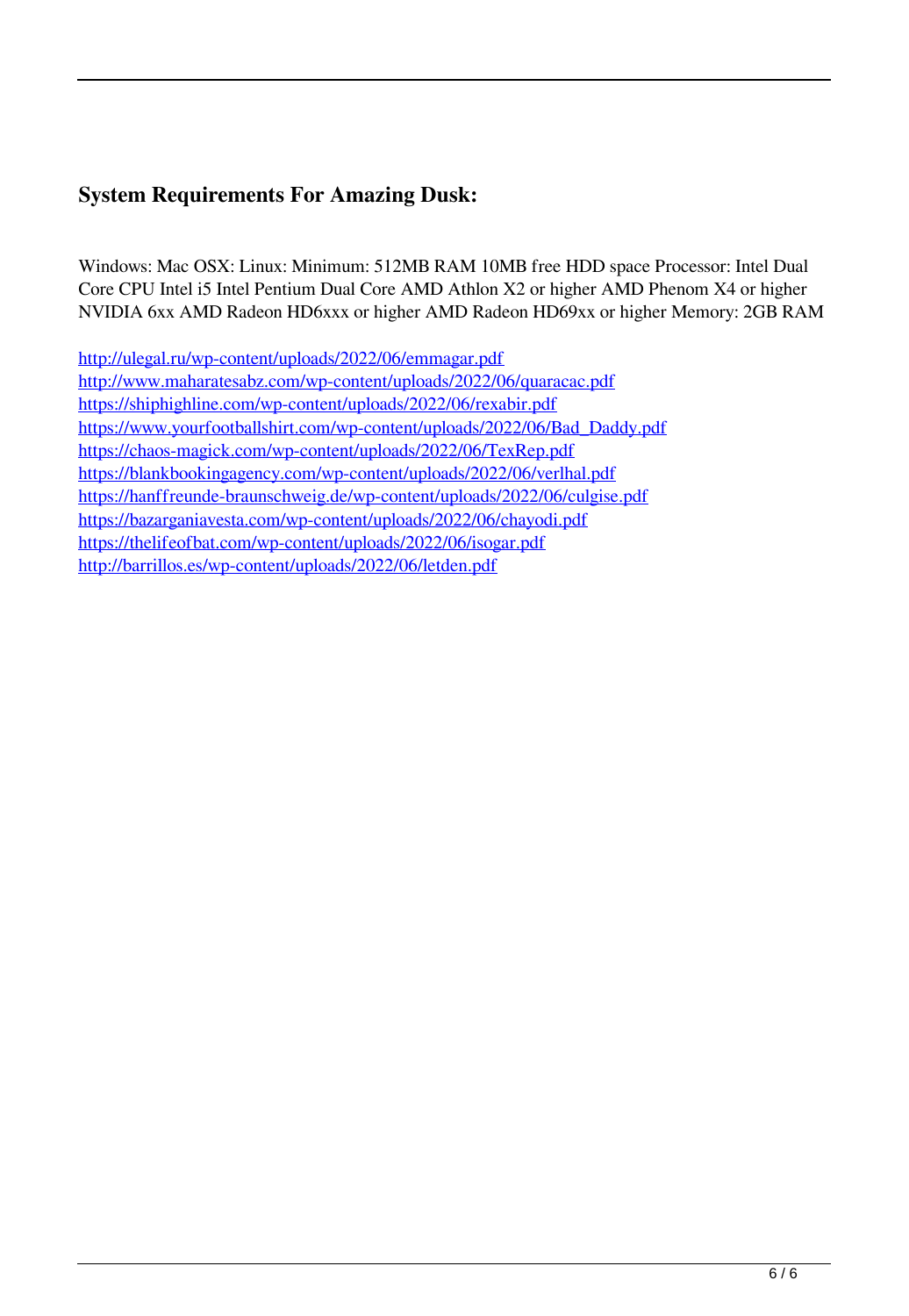### System Requirements For Amazing Dusk:

Windows: Mac OSX: Linux: Minimum: 512MB RAM 10MB free HDD space Processor: Intel Dual Core CPU Intel i5 Intel Pentium Dual Core AMD Athlon X2 or higher AMD Phenom X4 or higher NVIDIA 6xx AMD Radeon HD6xxx or higher AMD Radeon HD69xx or higher Memory: 2GB RAM

http://ulegal.ru/wp-content/uploads/2022/06/emmagar.pdf
http://www.maharatesabz.com/wp-content/uploads/2022/06/quaracac.pdf
https://shiphighline.com/wp-content/uploads/2022/06/rexabir.pdf
https://www.yourfootballshirt.com/wp-content/uploads/2022/06/Bad_Daddy.pdf
https://chaos-magick.com/wp-content/uploads/2022/06/TexRep.pdf
https://blankbookingagency.com/wp-content/uploads/2022/06/verlhal.pdf
https://hanffreunde-braunschweig.de/wp-content/uploads/2022/06/culgise.pdf
https://bazarganiavesta.com/wp-content/uploads/2022/06/chayodi.pdf
https://thelifeofbat.com/wp-content/uploads/2022/06/isogar.pdf
http://barrillos.es/wp-content/uploads/2022/06/letden.pdf